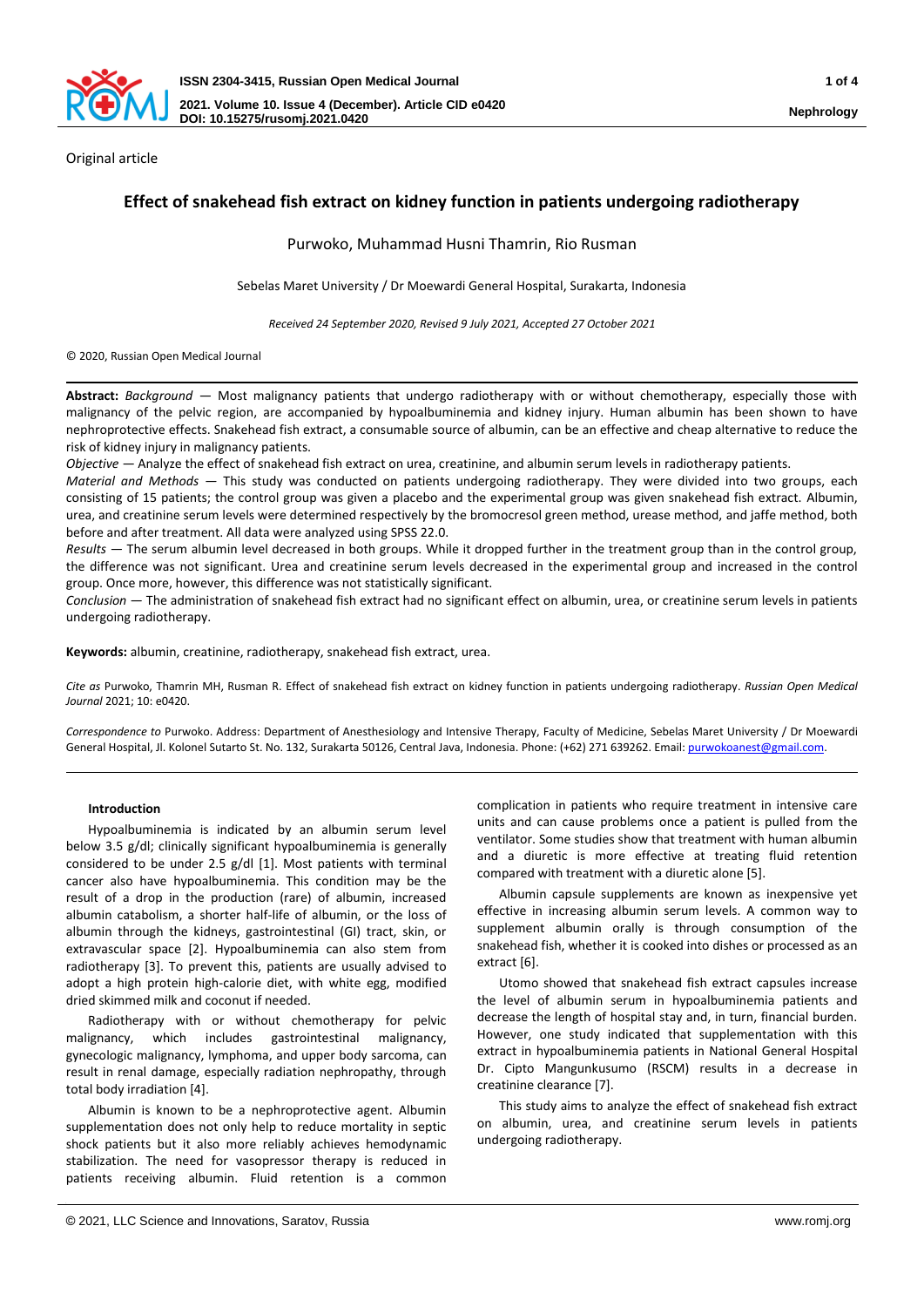Original article

# Effect of snakehead fish extract on kidney function in patients undergoing radiotherapy

Purwoko, Muhammad Husni Thamrin, Rio Rusman

Sebelas Maret University / Dr Moewardi General Hospital, Surakarta, Indonesia

*Received 24 September 2020, Revised 9 July 2021, Accepted 27 October 2021*

© 2020, Russian Open Medical Journal

**Abstract:** *Background* — Most malignancy patients that undergo radiotherapy with or without chemotherapy, especially those with malignancy of the pelvic region, are accompanied by hypoalbuminemia and kidney injury. Human albumin has been shown to have nephroprotective effects. Snakehead fish extract, a consumable source of albumin, can be an effective and cheap alternative to reduce the risk of kidney injury in malignancy patients.

*Objective* — Analyze the effect of snakehead fish extract on urea, creatinine, and albumin serum levels in radiotherapy patients.

*Material and Methods* — This study was conducted on patients undergoing radiotherapy. They were divided into two groups, each consisting of 15 patients; the control group was given a placebo and the experimental group was given snakehead fish extract. Albumin, urea, and creatinine serum levels were determined respectively by the bromocresol green method, urease method, and jaffe method, both before and after treatment. All data were analyzed using SPSS 22.0.

*Results* — The serum albumin level decreased in both groups. While it dropped further in the treatment group than in the control group, the difference was not significant. Urea and creatinine serum levels decreased in the experimental group and increased in the control group. Once more, however, this difference was not statistically significant.

*Conclusion* — The administration of snakehead fish extract had no significant effect on albumin, urea, or creatinine serum levels in patients undergoing radiotherapy.

**Keywords:** albumin, creatinine, radiotherapy, snakehead fish extract, urea.

*Cite as* Purwoko, Thamrin MH, Rusman R. Effect of snakehead fish extract on kidney function in patients undergoing radiotherapy. *Russian Open Medical Journal* 2021; 10: e0420.

*Correspondence to* Purwoko. Address: Department of Anesthesiology and Intensive Therapy, Faculty of Medicine, Sebelas Maret University / Dr Moewardi General Hospital, Jl. Kolonel Sutarto St. No. 132, Surakarta 50126, Central Java, Indonesia. Phone: (+62) 271 639262. Email: purwokoanest@gmail.com.

## Introduction

Hypoalbuminemia is indicated by an albumin serum level below 3.5 g/dl; clinically significant hypoalbuminemia is generally considered to be under 2.5 g/dl [1]. Most patients with terminal cancer also have hypoalbuminemia. This condition may be the result of a drop in the production (rare) of albumin, increased albumin catabolism, a shorter half-life of albumin, or the loss of albumin through the kidneys, gastrointestinal (GI) tract, skin, or extravascular space [2]. Hypoalbuminemia can also stem from radiotherapy [3]. To prevent this, patients are usually advised to adopt a high protein high-calorie diet, with white egg, modified dried skimmed milk and coconut if needed.

Radiotherapy with or without chemotherapy for pelvic malignancy, which includes gastrointestinal malignancy, gynecologic malignancy, lymphoma, and upper body sarcoma, can result in renal damage, especially radiation nephropathy, through total body irradiation [4].

Albumin is known to be a nephroprotective agent. Albumin supplementation does not only help to reduce mortality in septic shock patients but it also more reliably achieves hemodynamic stabilization. The need for vasopressor therapy is reduced in patients receiving albumin. Fluid retention is a common complication in patients who require treatment in intensive care units and can cause problems once a patient is pulled from the ventilator. Some studies show that treatment with human albumin and a diuretic is more effective at treating fluid retention compared with treatment with a diuretic alone [5].

Albumin capsule supplements are known as inexpensive yet effective in increasing albumin serum levels. A common way to supplement albumin orally is through consumption of the snakehead fish, whether it is cooked into dishes or processed as an extract [6].

Utomo showed that snakehead fish extract capsules increase the level of albumin serum in hypoalbuminemia patients and decrease the length of hospital stay and, in turn, financial burden. However, one study indicated that supplementation with this extract in hypoalbuminemia patients in National General Hospital Dr. Cipto Mangunkusumo (RSCM) results in a decrease in creatinine clearance [7].

This study aims to analyze the effect of snakehead fish extract on albumin, urea, and creatinine serum levels in patients undergoing radiotherapy.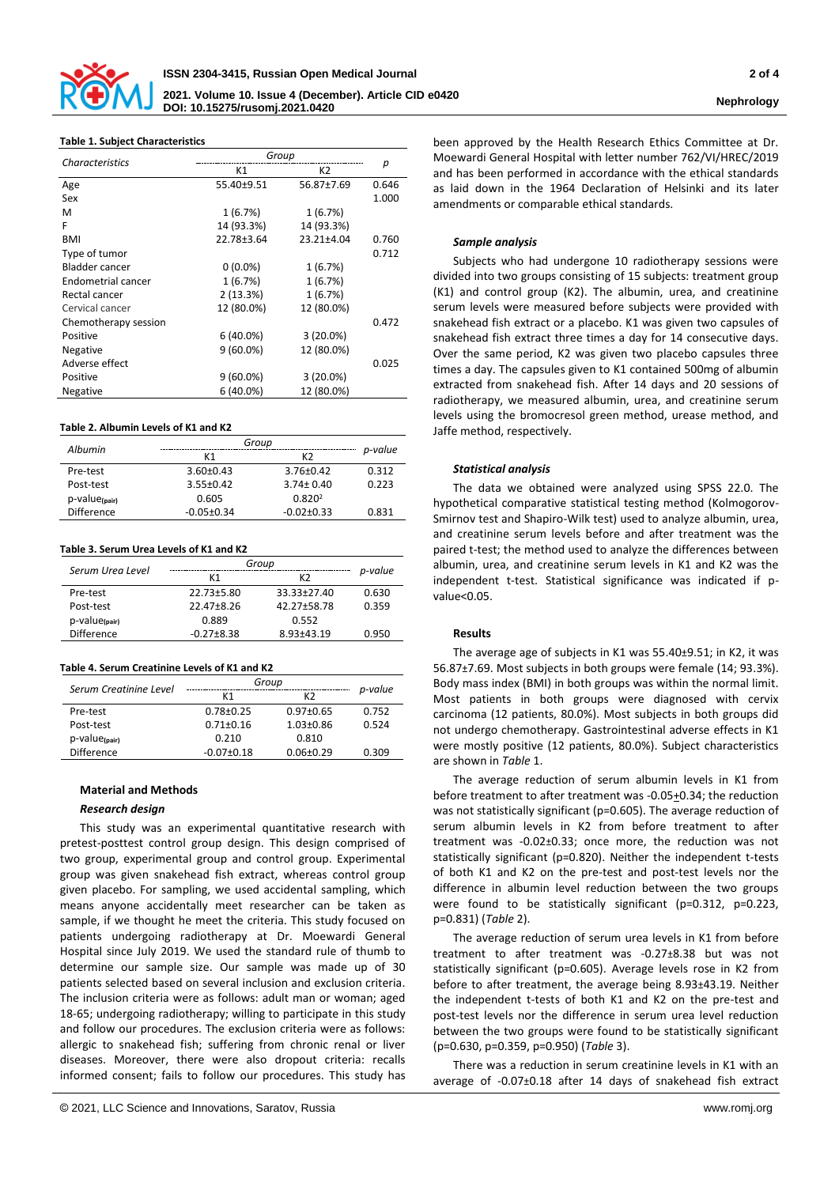**Table 1. Subject Characteristics**

| Characteristics | Group | | p |
|---|---|---|---|
| | K1 | K2 | |
| Age | 55.40±9.51 | 56.87±7.69 | 0.646 |
| Sex | | | 1.000 |
| M | 1 (6.7%) | 1 (6.7%) | |
| F | 14 (93.3%) | 14 (93.3%) | |
| BMI | 22.78±3.64 | 23.21±4.04 | 0.760 |
| Type of tumor | | | 0.712 |
| Bladder cancer | 0 (0.0%) | 1 (6.7%) | |
| Endometrial cancer | 1 (6.7%) | 1 (6.7%) | |
| Rectal cancer | 2 (13.3%) | 1 (6.7%) | |
| Cervical cancer | 12 (80.0%) | 12 (80.0%) | |
| Chemotherapy session | | | 0.472 |
| Positive | 6 (40.0%) | 3 (20.0%) | |
| Negative | 9 (60.0%) | 12 (80.0%) | |
| Adverse effect | | | 0.025 |
| Positive | 9 (60.0%) | 3 (20.0%) | |
| Negative | 6 (40.0%) | 12 (80.0%) | |

**Table 2. Albumin Levels of K1 and K2**

| Albumin | Group | | p-value |
|---|---|---|---|
| | K1 | K2 | |
| Pre-test | 3.60±0.43 | 3.76±0.42 | 0.312 |
| Post-test | 3.55±0.42 | 3.74± 0.40 | 0.223 |
| p-value$_{(pair)}$ | 0.605 | 0.820[2] | |
| Difference | -0.05±0.34 | -0.02±0.33 | 0.831 |

**Table 3. Serum Urea Levels of K1 and K2**

| Serum Urea Level | Group | | p-value |
|---|---|---|---|
| | K1 | K2 | |
| Pre-test | 22.73±5.80 | 33.33±27.40 | 0.630 |
| Post-test | 22.47±8.26 | 42.27±58.78 | 0.359 |
| p-value$_{(pair)}$ | 0.889 | 0.552 | |
| Difference | -0.27±8.38 | 8.93±43.19 | 0.950 |

**Table 4. Serum Creatinine Levels of K1 and K2**

| Serum Creatinine Level | Group | | p-value |
|---|---|---|---|
| | K1 | K2 | |
| Pre-test | 0.78±0.25 | 0.97±0.65 | 0.752 |
| Post-test | 0.71±0.16 | 1.03±0.86 | 0.524 |
| p-value$_{(pair)}$ | 0.210 | 0.810 | |
| Difference | -0.07±0.18 | 0.06±0.29 | 0.309 |

## Material and Methods

### *Research design*

This study was an experimental quantitative research with pretest-posttest control group design. This design comprised of two group, experimental group and control group. Experimental group was given snakehead fish extract, whereas control group given placebo. For sampling, we used accidental sampling, which means anyone accidentally meet researcher can be taken as sample, if we thought he meet the criteria. This study focused on patients undergoing radiotherapy at Dr. Moewardi General Hospital since July 2019. We used the standard rule of thumb to determine our sample size. Our sample was made up of 30 patients selected based on several inclusion and exclusion criteria. The inclusion criteria were as follows: adult man or woman; aged 18-65; undergoing radiotherapy; willing to participate in this study and follow our procedures. The exclusion criteria were as follows: allergic to snakehead fish; suffering from chronic renal or liver diseases. Moreover, there were also dropout criteria: recalls informed consent; fails to follow our procedures. This study has been approved by the Health Research Ethics Committee at Dr. Moewardi General Hospital with letter number 762/VI/HREC/2019 and has been performed in accordance with the ethical standards as laid down in the 1964 Declaration of Helsinki and its later amendments or comparable ethical standards.

### *Sample analysis*

Subjects who had undergone 10 radiotherapy sessions were divided into two groups consisting of 15 subjects: treatment group (K1) and control group (K2). The albumin, urea, and creatinine serum levels were measured before subjects were provided with snakehead fish extract or a placebo. K1 was given two capsules of snakehead fish extract three times a day for 14 consecutive days. Over the same period, K2 was given two placebo capsules three times a day. The capsules given to K1 contained 500mg of albumin extracted from snakehead fish. After 14 days and 20 sessions of radiotherapy, we measured albumin, urea, and creatinine serum levels using the bromocresol green method, urease method, and Jaffe method, respectively.

### *Statistical analysis*

The data we obtained were analyzed using SPSS 22.0. The hypothetical comparative statistical testing method (Kolmogorov-Smirnov test and Shapiro-Wilk test) used to analyze albumin, urea, and creatinine serum levels before and after treatment was the paired t-test; the method used to analyze the differences between albumin, urea, and creatinine serum levels in K1 and K2 was the independent t-test. Statistical significance was indicated if p-value<0.05.

### Results

The average age of subjects in K1 was 55.40±9.51; in K2, it was 56.87±7.69. Most subjects in both groups were female (14; 93.3%). Body mass index (BMI) in both groups was within the normal limit. Most patients in both groups were diagnosed with cervix carcinoma (12 patients, 80.0%). Most subjects in both groups did not undergo chemotherapy. Gastrointestinal adverse effects in K1 were mostly positive (12 patients, 80.0%). Subject characteristics are shown in *Table* 1.

The average reduction of serum albumin levels in K1 from before treatment to after treatment was -0.05±0.34; the reduction was not statistically significant (p=0.605). The average reduction of serum albumin levels in K2 from before treatment to after treatment was -0.02±0.33; once more, the reduction was not statistically significant (p=0.820). Neither the independent t-tests of both K1 and K2 on the pre-test and post-test levels nor the difference in albumin level reduction between the two groups were found to be statistically significant (p=0.312, p=0.223, p=0.831) (*Table* 2).

The average reduction of serum urea levels in K1 from before treatment to after treatment was -0.27±8.38 but was not statistically significant (p=0.605). Average levels rose in K2 from before to after treatment, the average being 8.93±43.19. Neither the independent t-tests of both K1 and K2 on the pre-test and post-test levels nor the difference in serum urea level reduction between the two groups were found to be statistically significant (p=0.630, p=0.359, p=0.950) (*Table* 3).

There was a reduction in serum creatinine levels in K1 with an average of -0.07±0.18 after 14 days of snakehead fish extract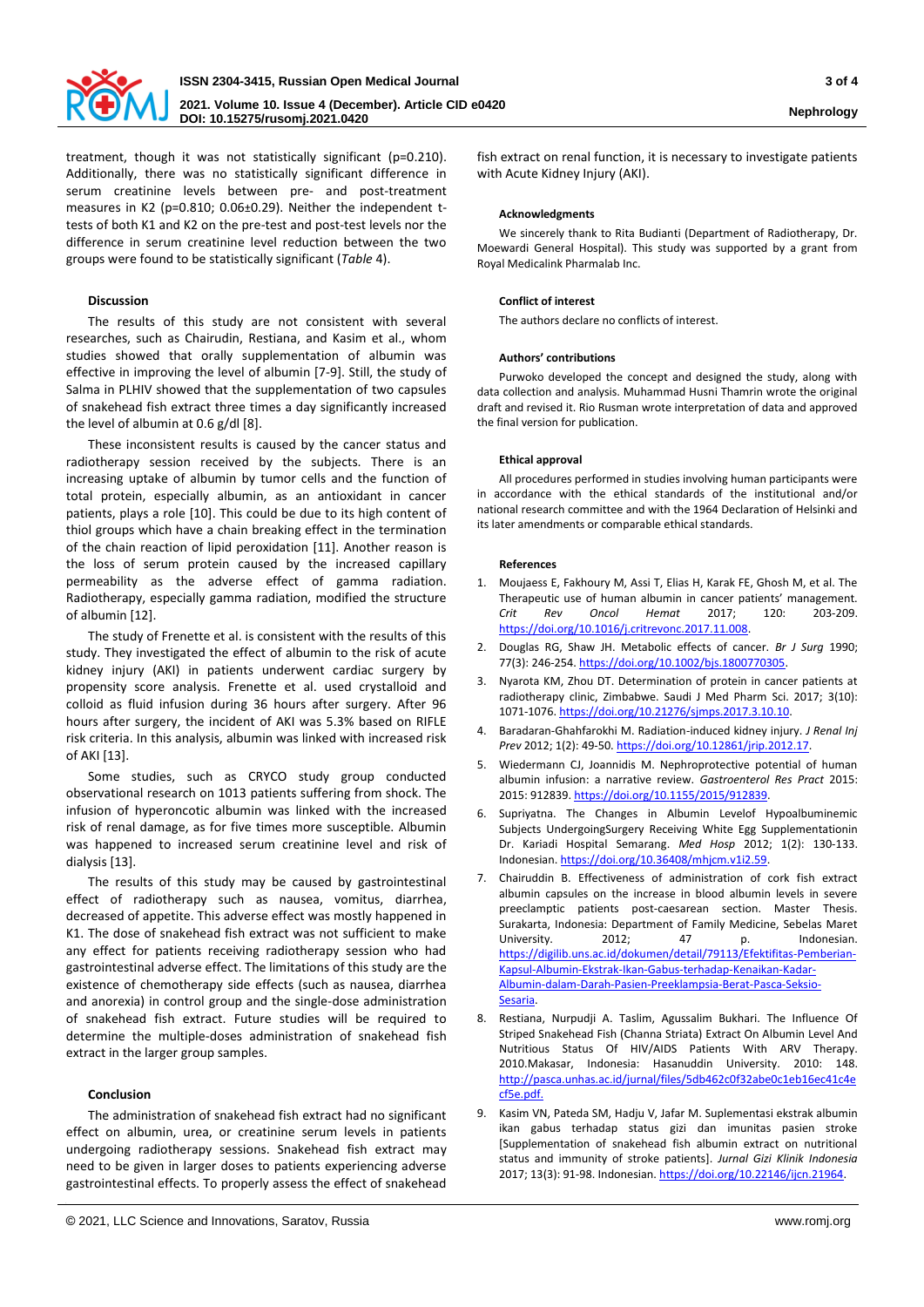treatment, though it was not statistically significant (p=0.210). Additionally, there was no statistically significant difference in serum creatinine levels between pre- and post-treatment measures in K2 (p=0.810; 0.06±0.29). Neither the independent t-tests of both K1 and K2 on the pre-test and post-test levels nor the difference in serum creatinine level reduction between the two groups were found to be statistically significant (*Table* 4).

## Discussion

The results of this study are not consistent with several researches, such as Chairudin, Restiana, and Kasim et al., whom studies showed that orally supplementation of albumin was effective in improving the level of albumin [7-9]. Still, the study of Salma in PLHIV showed that the supplementation of two capsules of snakehead fish extract three times a day significantly increased the level of albumin at 0.6 g/dl [8].

These inconsistent results is caused by the cancer status and radiotherapy session received by the subjects. There is an increasing uptake of albumin by tumor cells and the function of total protein, especially albumin, as an antioxidant in cancer patients, plays a role [10]. This could be due to its high content of thiol groups which have a chain breaking effect in the termination of the chain reaction of lipid peroxidation [11]. Another reason is the loss of serum protein caused by the increased capillary permeability as the adverse effect of gamma radiation. Radiotherapy, especially gamma radiation, modified the structure of albumin [12].

The study of Frenette et al. is consistent with the results of this study. They investigated the effect of albumin to the risk of acute kidney injury (AKI) in patients underwent cardiac surgery by propensity score analysis. Frenette et al. used crystalloid and colloid as fluid infusion during 36 hours after surgery. After 96 hours after surgery, the incident of AKI was 5.3% based on RIFLE risk criteria. In this analysis, albumin was linked with increased risk of AKI [13].

Some studies, such as CRYCO study group conducted observational research on 1013 patients suffering from shock. The infusion of hyperoncotic albumin was linked with the increased risk of renal damage, as for five times more susceptible. Albumin was happened to increased serum creatinine level and risk of dialysis [13].

The results of this study may be caused by gastrointestinal effect of radiotherapy such as nausea, vomitus, diarrhea, decreased of appetite. This adverse effect was mostly happened in K1. The dose of snakehead fish extract was not sufficient to make any effect for patients receiving radiotherapy session who had gastrointestinal adverse effect. The limitations of this study are the existence of chemotherapy side effects (such as nausea, diarrhea and anorexia) in control group and the single-dose administration of snakehead fish extract. Future studies will be required to determine the multiple-doses administration of snakehead fish extract in the larger group samples.

## Conclusion

The administration of snakehead fish extract had no significant effect on albumin, urea, or creatinine serum levels in patients undergoing radiotherapy sessions. Snakehead fish extract may need to be given in larger doses to patients experiencing adverse gastrointestinal effects. To properly assess the effect of snakehead fish extract on renal function, it is necessary to investigate patients with Acute Kidney Injury (AKI).

### Acknowledgments

We sincerely thank to Rita Budianti (Department of Radiotherapy, Dr. Moewardi General Hospital). This study was supported by a grant from Royal Medicalink Pharmalab Inc.

### Conflict of interest

The authors declare no conflicts of interest.

### Authors' contributions

Purwoko developed the concept and designed the study, along with data collection and analysis. Muhammad Husni Thamrin wrote the original draft and revised it. Rio Rusman wrote interpretation of data and approved the final version for publication.

### Ethical approval

All procedures performed in studies involving human participants were in accordance with the ethical standards of the institutional and/or national research committee and with the 1964 Declaration of Helsinki and its later amendments or comparable ethical standards.

### References

1. Moujaess E, Fakhoury M, Assi T, Elias H, Karak FE, Ghosh M, et al. The Therapeutic use of human albumin in cancer patients' management. *Crit Rev Oncol Hemat* 2017; 120: 203-209. https://doi.org/10.1016/j.critrevonc.2017.11.008.
2. Douglas RG, Shaw JH. Metabolic effects of cancer. *Br J Surg* 1990; 77(3): 246-254. https://doi.org/10.1002/bjs.1800770305.
3. Nyarota KM, Zhou DT. Determination of protein in cancer patients at radiotherapy clinic, Zimbabwe. Saudi J Med Pharm Sci. 2017; 3(10): 1071-1076. https://doi.org/10.21276/sjmps.2017.3.10.10.
4. Baradaran-Ghahfarokhi M. Radiation-induced kidney injury. *J Renal Inj Prev* 2012; 1(2): 49-50. https://doi.org/10.12861/jrip.2012.17.
5. Wiedermann CJ, Joannidis M. Nephroprotective potential of human albumin infusion: a narrative review. *Gastroenterol Res Pract* 2015: 2015: 912839. https://doi.org/10.1155/2015/912839.
6. Supriyatna. The Changes in Albumin Levelof Hypoalbuminemic Subjects UndergoingSurgery Receiving White Egg Supplementationin Dr. Kariadi Hospital Semarang. *Med Hosp* 2012; 1(2): 130-133. Indonesian. https://doi.org/10.36408/mhjcm.v1i2.59.
7. Chairuddin B. Effectiveness of administration of cork fish extract albumin capsules on the increase in blood albumin levels in severe preeclamptic patients post-caesarean section. Master Thesis. Surakarta, Indonesia: Department of Family Medicine, Sebelas Maret University. 2012; 47 p. Indonesian. https://digilib.uns.ac.id/dokumen/detail/79113/Efektifitas-Pemberian-Kapsul-Albumin-Ekstrak-Ikan-Gabus-terhadap-Kenaikan-Kadar-Albumin-dalam-Darah-Pasien-Preeklampsia-Berat-Pasca-Seksio-Sesaria.
8. Restiana, Nurpudji A. Taslim, Agussalim Bukhari. The Influence Of Striped Snakehead Fish (Channa Striata) Extract On Albumin Level And Nutritious Status Of HIV/AIDS Patients With ARV Therapy. 2010.Makasar, Indonesia: Hasanuddin University. 2010: 148. http://pasca.unhas.ac.id/jurnal/files/5db462c0f32abe0c1eb16ec41c4ecf5e.pdf.
9. Kasim VN, Pateda SM, Hadju V, Jafar M. Suplementasi ekstrak albumin ikan gabus terhadap status gizi dan imunitas pasien stroke [Supplementation of snakehead fish albumin extract on nutritional status and immunity of stroke patients]. *Jurnal Gizi Klinik Indonesia* 2017; 13(3): 91-98. Indonesian. https://doi.org/10.22146/ijcn.21964.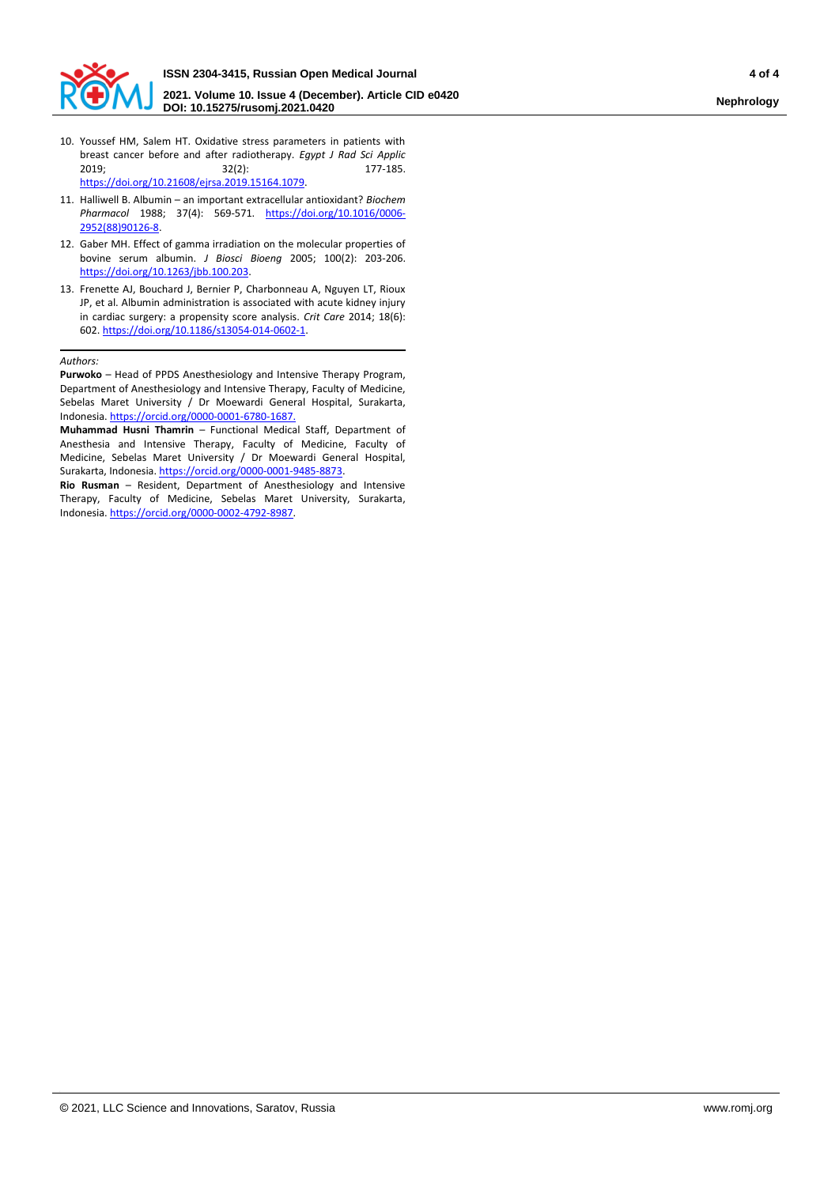10. Youssef HM, Salem HT. Oxidative stress parameters in patients with breast cancer before and after radiotherapy. *Egypt J Rad Sci Applic* 2019; 32(2): 177-185. https://doi.org/10.21608/ejrsa.2019.15164.1079.
11. Halliwell B. Albumin – an important extracellular antioxidant? *Biochem Pharmacol* 1988; 37(4): 569-571. https://doi.org/10.1016/0006-2952(88)90126-8.
12. Gaber MH. Effect of gamma irradiation on the molecular properties of bovine serum albumin. *J Biosci Bioeng* 2005; 100(2): 203-206. https://doi.org/10.1263/jbb.100.203.
13. Frenette AJ, Bouchard J, Bernier P, Charbonneau A, Nguyen LT, Rioux JP, et al. Albumin administration is associated with acute kidney injury in cardiac surgery: a propensity score analysis. *Crit Care* 2014; 18(6): 602. https://doi.org/10.1186/s13054-014-0602-1.

*Authors:*

**Purwoko** – Head of PPDS Anesthesiology and Intensive Therapy Program, Department of Anesthesiology and Intensive Therapy, Faculty of Medicine, Sebelas Maret University / Dr Moewardi General Hospital, Surakarta, Indonesia. https://orcid.org/0000-0001-6780-1687.

**Muhammad Husni Thamrin** – Functional Medical Staff, Department of Anesthesia and Intensive Therapy, Faculty of Medicine, Faculty of Medicine, Sebelas Maret University / Dr Moewardi General Hospital, Surakarta, Indonesia. https://orcid.org/0000-0001-9485-8873.

**Rio Rusman** – Resident, Department of Anesthesiology and Intensive Therapy, Faculty of Medicine, Sebelas Maret University, Surakarta, Indonesia. https://orcid.org/0000-0002-4792-8987.

© 2021, LLC Science and Innovations, Saratov, Russia

www.romj.org